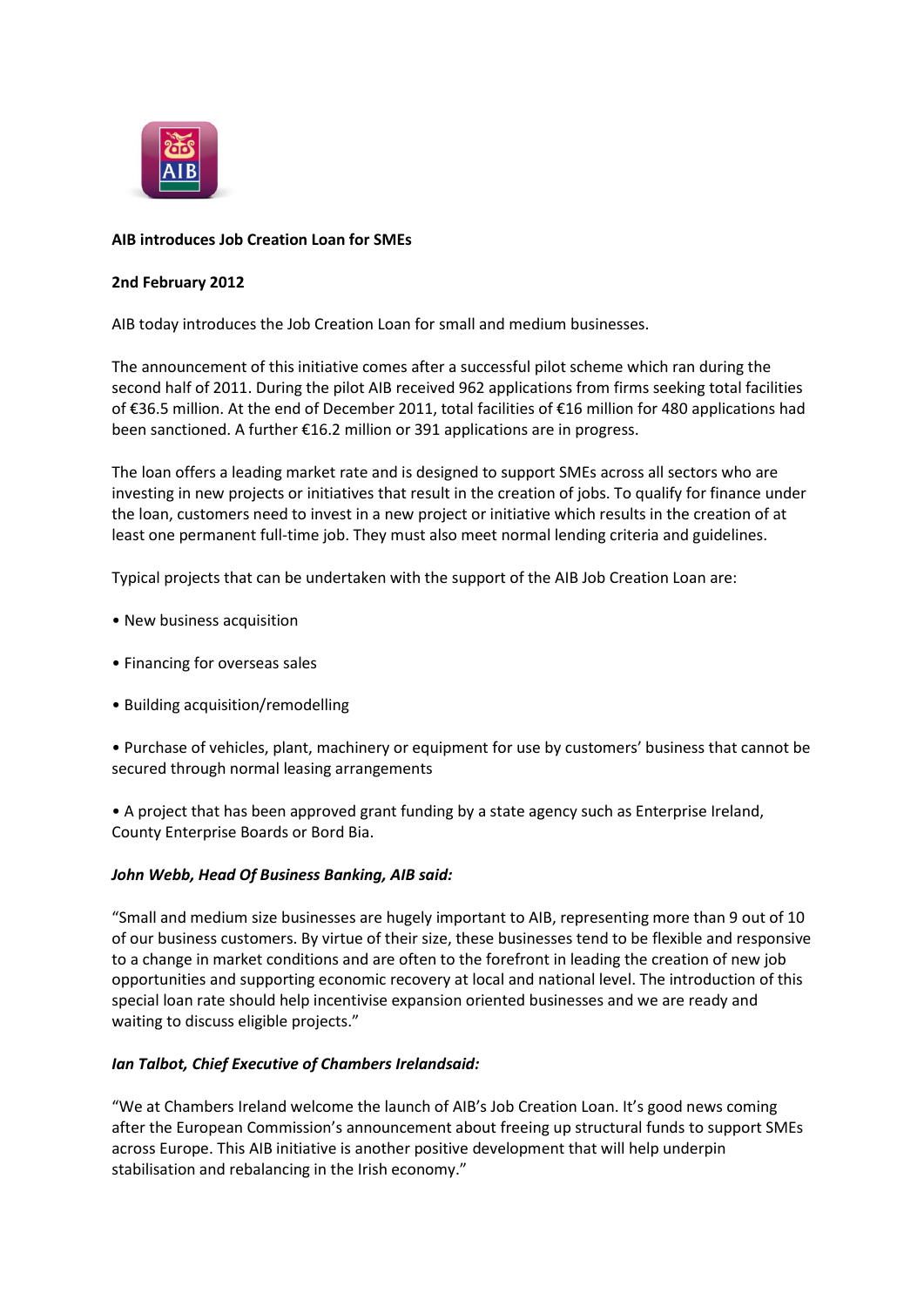**AIB introduces Job Creation Loan for SMEs**

**2nd February 2012**

AIB today introduces the Job Creation Loan for small and medium businesses.

The announcement of this initiative comes after a successful pilot scheme which ran during the second half of 2011. During the pilot AIB received 962 applications from firms seeking total facilities of €36.5 million. At the end of December 2011, total facilities of €16 million for 480 applications had been sanctioned. A further €16.2 million or 391 applications are in progress.

The loan offers a leading market rate and is designed to support SMEs across all sectors who are investing in new projects or initiatives that result in the creation of jobs. To qualify for finance under the loan, customers need to invest in a new project or initiative which results in the creation of at least one permanent full-time job. They must also meet normal lending criteria and guidelines.

Typical projects that can be undertaken with the support of the AIB Job Creation Loan are:

- New business acquisition
- Financing for overseas sales
- Building acquisition/remodelling
- Purchase of vehicles, plant, machinery or equipment for use by customers' business that cannot be secured through normal leasing arrangements
- A project that has been approved grant funding by a state agency such as Enterprise Ireland, County Enterprise Boards or Bord Bia.

***John Webb, Head Of Business Banking, AIB said:***

"Small and medium size businesses are hugely important to AIB, representing more than 9 out of 10 of our business customers. By virtue of their size, these businesses tend to be flexible and responsive to a change in market conditions and are often to the forefront in leading the creation of new job opportunities and supporting economic recovery at local and national level. The introduction of this special loan rate should help incentivise expansion oriented businesses and we are ready and waiting to discuss eligible projects."

***Ian Talbot, Chief Executive of Chambers Irelandsaid:***

"We at Chambers Ireland welcome the launch of AIB's Job Creation Loan. It's good news coming after the European Commission's announcement about freeing up structural funds to support SMEs across Europe. This AIB initiative is another positive development that will help underpin stabilisation and rebalancing in the Irish economy."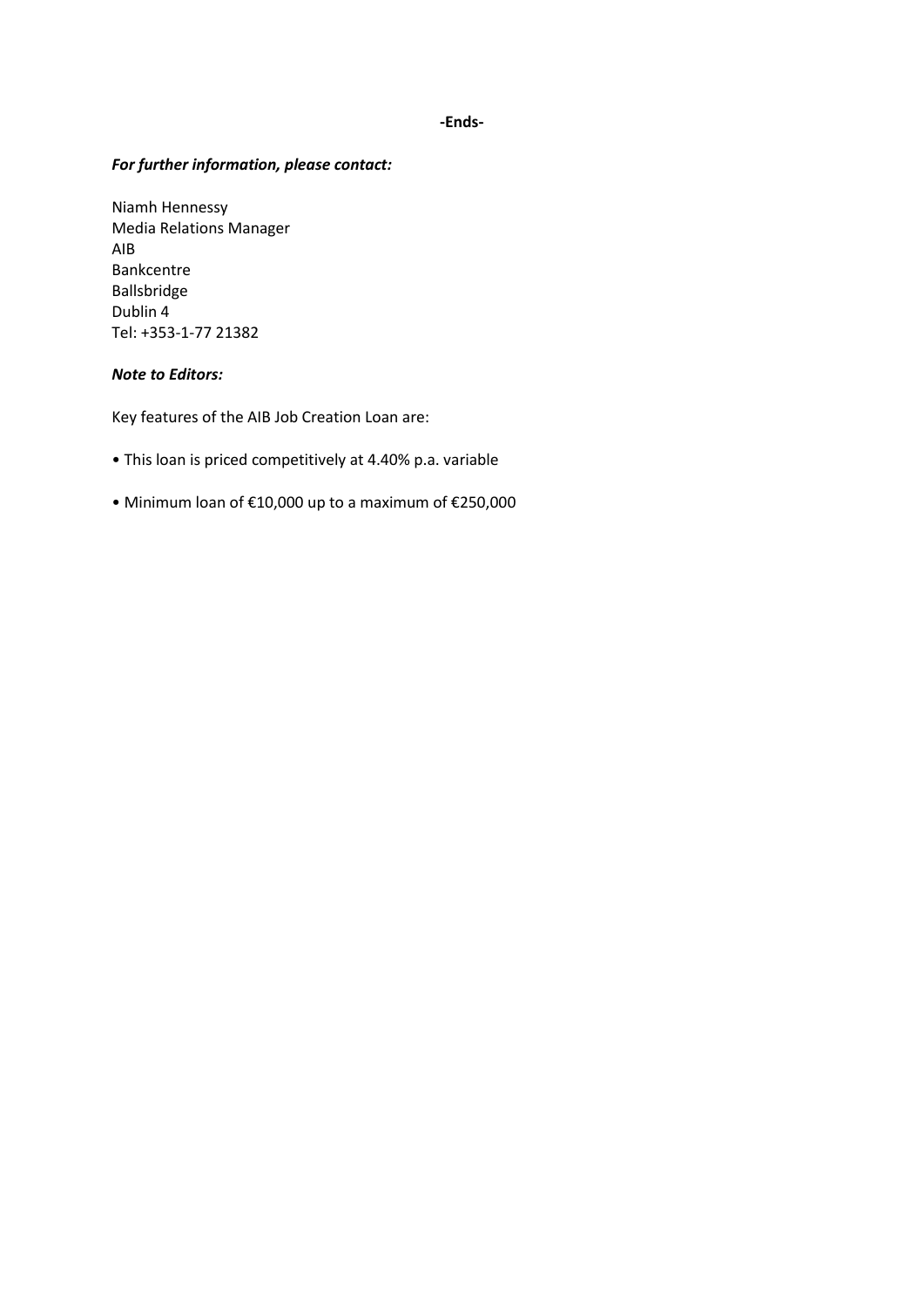**-Ends-**

***For further information, please contact:***

Niamh Hennessy
Media Relations Manager
AIB
Bankcentre
Ballsbridge
Dublin 4
Tel: +353-1-77 21382

***Note to Editors:***

Key features of the AIB Job Creation Loan are:

- This loan is priced competitively at 4.40% p.a. variable
- Minimum loan of €10,000 up to a maximum of €250,000